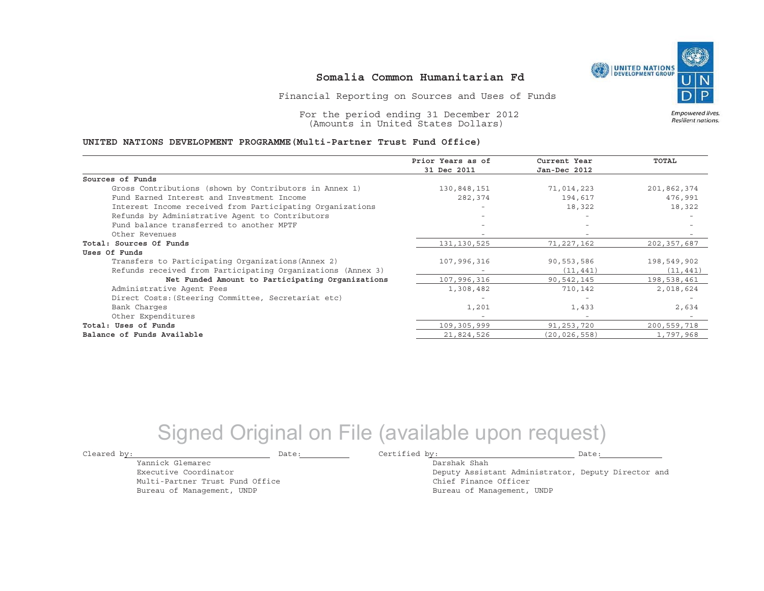# Somalia Common Humanitarian Fd

Financial Reporting on Sources and Uses of Funds

For the period ending 31 December 2012
(Amounts in United States Dollars)

UNITED NATIONS DEVELOPMENT GROUP | UNDP — *Empowered lives. Resilient nations.*

**UNITED NATIONS DEVELOPMENT PROGRAMME(Multi-Partner Trust Fund Office)**

| | Prior Years as of 31 Dec 2011 | Current Year Jan-Dec 2012 | TOTAL |
|---|---|---|---|
| **Sources of Funds** | | | |
| Gross Contributions (shown by Contributors in Annex 1) | 130,848,151 | 71,014,223 | 201,862,374 |
| Fund Earned Interest and Investment Income | 282,374 | 194,617 | 476,991 |
| Interest Income received from Participating Organizations | - | 18,322 | 18,322 |
| Refunds by Administrative Agent to Contributors | - | - | - |
| Fund balance transferred to another MPTF | - | - | - |
| Other Revenues | - | - | - |
| **Total: Sources Of Funds** | 131,130,525 | 71,227,162 | 202,357,687 |
| **Uses Of Funds** | | | |
| Transfers to Participating Organizations(Annex 2) | 107,996,316 | 90,553,586 | 198,549,902 |
| Refunds received from Participating Organizations (Annex 3) | - | (11,441) | (11,441) |
| **Net Funded Amount to Participating Organizations** | 107,996,316 | 90,542,145 | 198,538,461 |
| Administrative Agent Fees | 1,308,482 | 710,142 | 2,018,624 |
| Direct Costs:(Steering Committee, Secretariat etc) | - | - | - |
| Bank Charges | 1,201 | 1,433 | 2,634 |
| Other Expenditures | - | - | - |
| **Total: Uses of Funds** | 109,305,999 | 91,253,720 | 200,559,718 |
| **Balance of Funds Available** | 21,824,526 | (20,026,558) | 1,797,968 |

Signed Original on File (available upon request)

Cleared by: ____________________ Date: __________

Yannick Glemarec
Executive Coordinator
Multi-Partner Trust Fund Office
Bureau of Management, UNDP

Certified by: ____________________ Date: __________

Darshak Shah
Deputy Assistant Administrator, Deputy Director and Chief Finance Officer
Bureau of Management, UNDP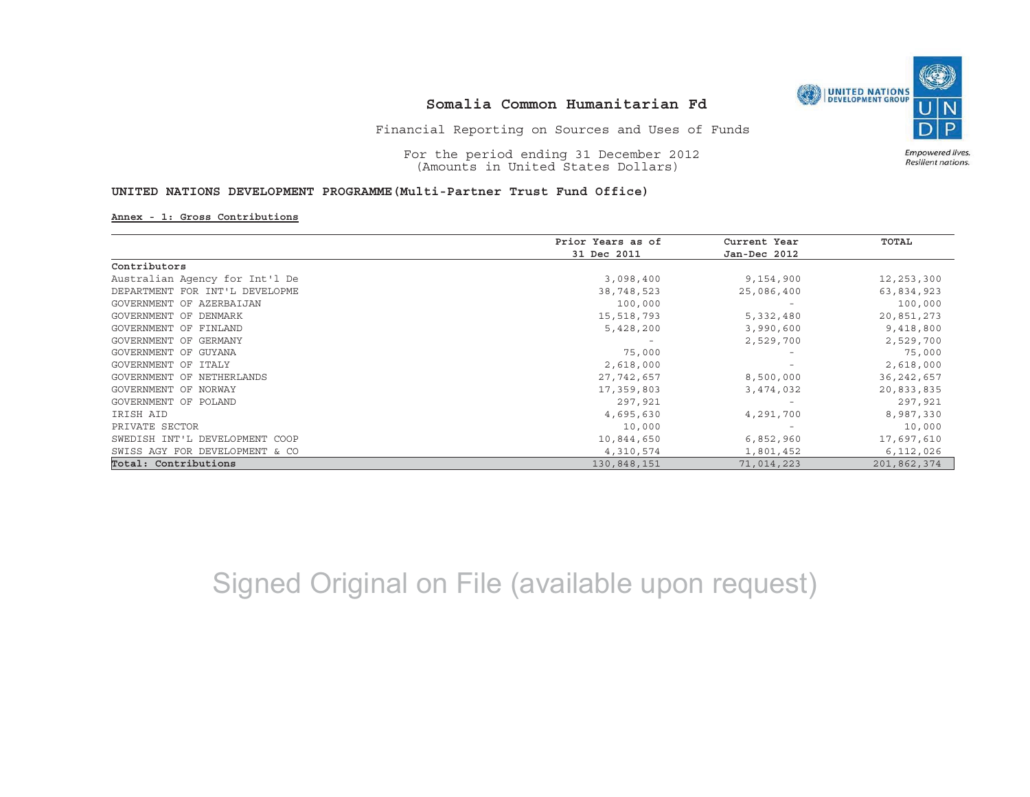# Somalia Common Humanitarian Fd

Financial Reporting on Sources and Uses of Funds

For the period ending 31 December 2012
(Amounts in United States Dollars)

**UNITED NATIONS DEVELOPMENT PROGRAMME(Multi-Partner Trust Fund Office)**

**Annex - 1: Gross Contributions**

| | Prior Years as of 31 Dec 2011 | Current Year Jan-Dec 2012 | TOTAL |
|---|---|---|---|
| **Contributors** | | | |
| Australian Agency for Int'l De | 3,098,400 | 9,154,900 | 12,253,300 |
| DEPARTMENT FOR INT'L DEVELOPME | 38,748,523 | 25,086,400 | 63,834,923 |
| GOVERNMENT OF AZERBAIJAN | 100,000 | - | 100,000 |
| GOVERNMENT OF DENMARK | 15,518,793 | 5,332,480 | 20,851,273 |
| GOVERNMENT OF FINLAND | 5,428,200 | 3,990,600 | 9,418,800 |
| GOVERNMENT OF GERMANY | - | 2,529,700 | 2,529,700 |
| GOVERNMENT OF GUYANA | 75,000 | - | 75,000 |
| GOVERNMENT OF ITALY | 2,618,000 | - | 2,618,000 |
| GOVERNMENT OF NETHERLANDS | 27,742,657 | 8,500,000 | 36,242,657 |
| GOVERNMENT OF NORWAY | 17,359,803 | 3,474,032 | 20,833,835 |
| GOVERNMENT OF POLAND | 297,921 | - | 297,921 |
| IRISH AID | 4,695,630 | 4,291,700 | 8,987,330 |
| PRIVATE SECTOR | 10,000 | - | 10,000 |
| SWEDISH INT'L DEVELOPMENT COOP | 10,844,650 | 6,852,960 | 17,697,610 |
| SWISS AGY FOR DEVELOPMENT & CO | 4,310,574 | 1,801,452 | 6,112,026 |
| **Total: Contributions** | 130,848,151 | 71,014,223 | 201,862,374 |

Signed Original on File (available upon request)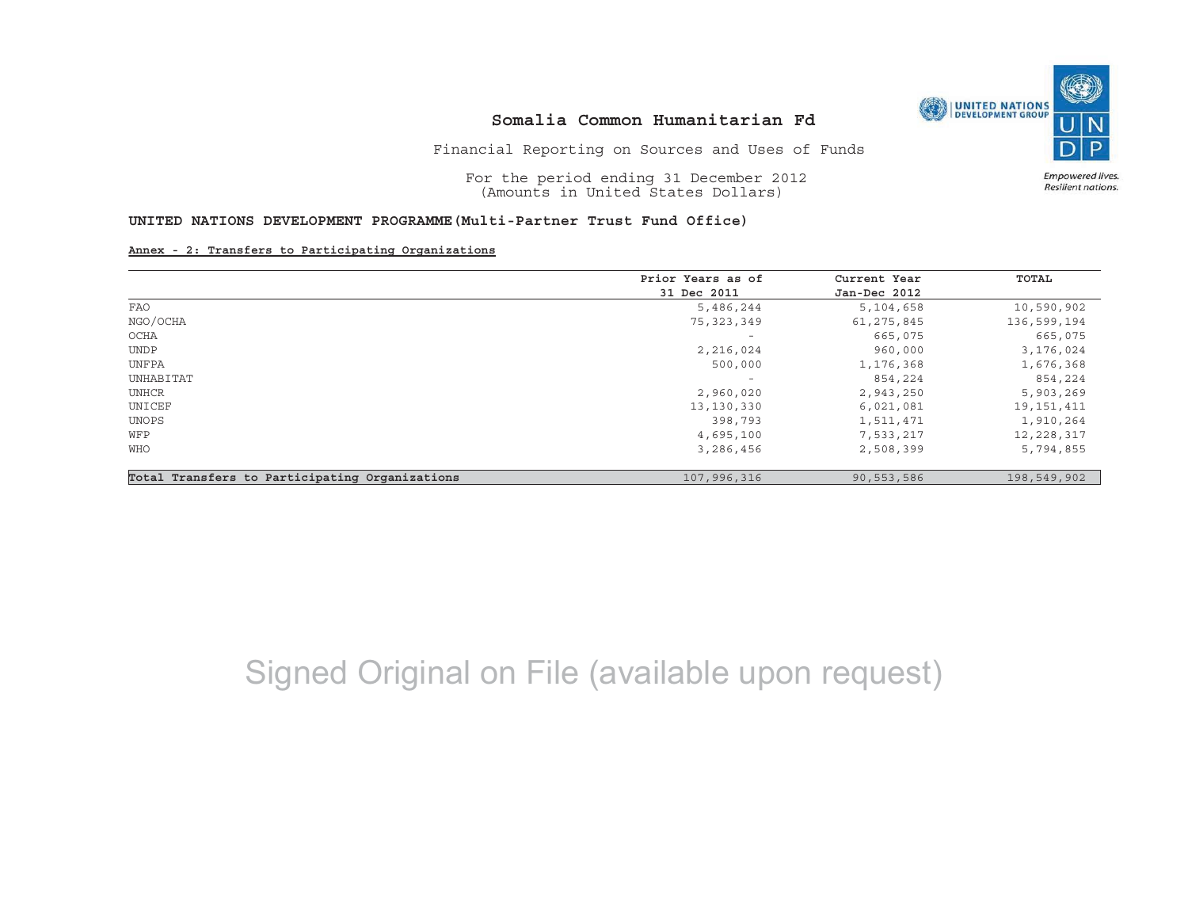# Somalia Common Humanitarian Fd

Financial Reporting on Sources and Uses of Funds

For the period ending 31 December 2012
(Amounts in United States Dollars)

**UNITED NATIONS DEVELOPMENT PROGRAMME(Multi-Partner Trust Fund Office)**

**Annex - 2: Transfers to Participating Organizations**

| | Prior Years as of 31 Dec 2011 | Current Year Jan-Dec 2012 | TOTAL |
|---|---|---|---|
| FAO | 5,486,244 | 5,104,658 | 10,590,902 |
| NGO/OCHA | 75,323,349 | 61,275,845 | 136,599,194 |
| OCHA | - | 665,075 | 665,075 |
| UNDP | 2,216,024 | 960,000 | 3,176,024 |
| UNFPA | 500,000 | 1,176,368 | 1,676,368 |
| UNHABITAT | - | 854,224 | 854,224 |
| UNHCR | 2,960,020 | 2,943,250 | 5,903,269 |
| UNICEF | 13,130,330 | 6,021,081 | 19,151,411 |
| UNOPS | 398,793 | 1,511,471 | 1,910,264 |
| WFP | 4,695,100 | 7,533,217 | 12,228,317 |
| WHO | 3,286,456 | 2,508,399 | 5,794,855 |
| **Total Transfers to Participating Organizations** | 107,996,316 | 90,553,586 | 198,549,902 |

Signed Original on File (available upon request)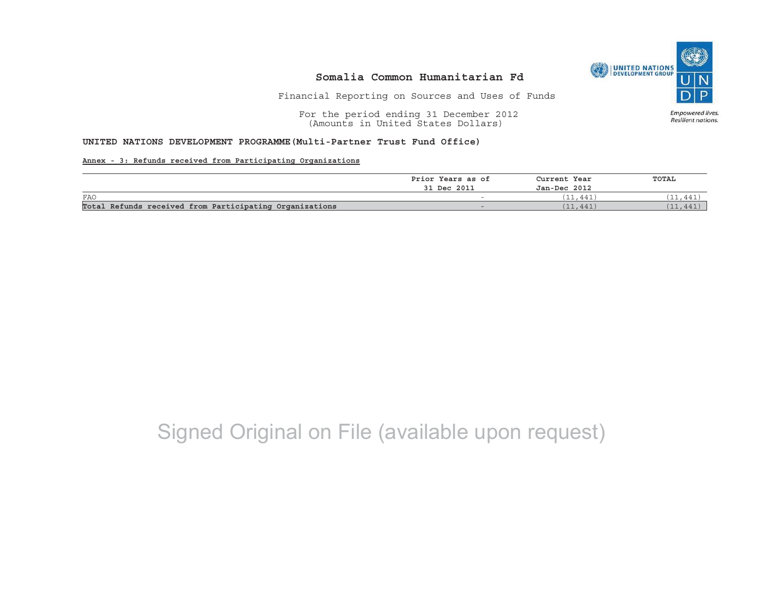# Somalia Common Humanitarian Fd

Financial Reporting on Sources and Uses of Funds

For the period ending 31 December 2012
(Amounts in United States Dollars)

**UNITED NATIONS DEVELOPMENT PROGRAMME(Multi-Partner Trust Fund Office)**

**Annex - 3: Refunds received from Participating Organizations**

| | Prior Years as of 31 Dec 2011 | Current Year Jan-Dec 2012 | TOTAL |
|---|---|---|---|
| FAO | - | (11,441) | (11,441) |
| **Total Refunds received from Participating Organizations** | - | (11,441) | (11,441) |

Signed Original on File (available upon request)